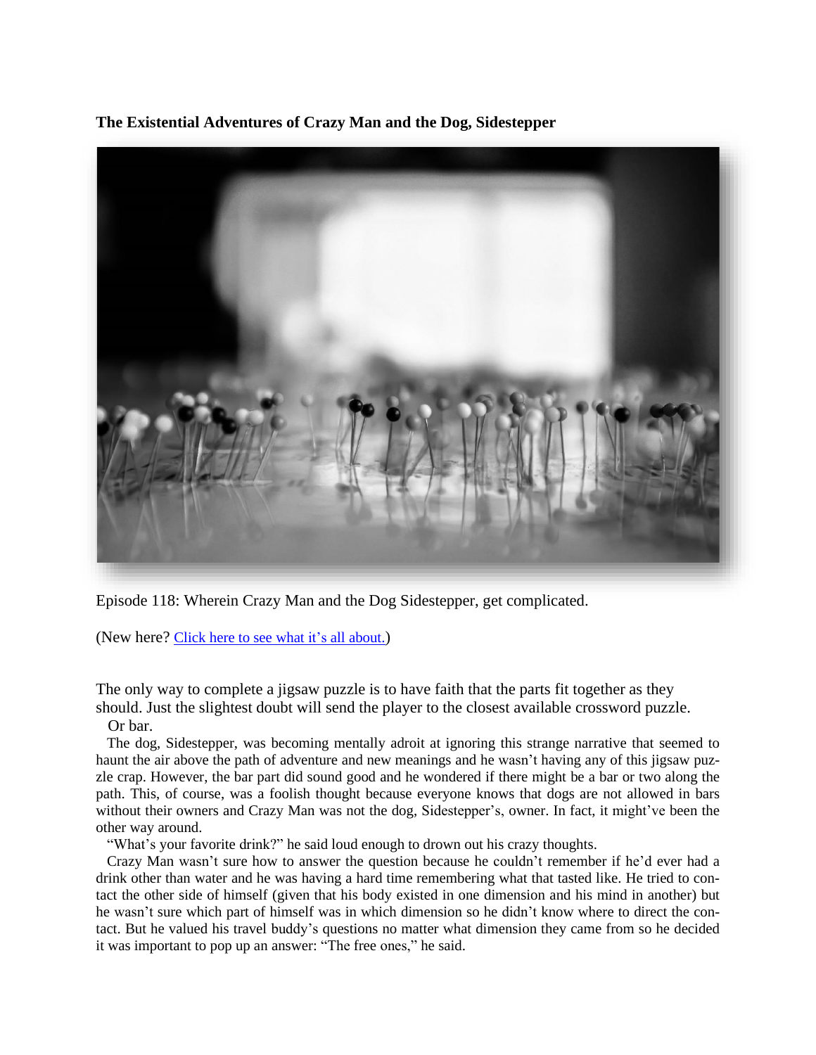**The Existential Adventures of Crazy Man and the Dog, Sidestepper**

Episode 118: Wherein Crazy Man and the Dog Sidestepper, get complicated.

(New here? [Click here to see what it's all about.](#))

The only way to complete a jigsaw puzzle is to have faith that the parts fit together as they should. Just the slightest doubt will send the player to the closest available crossword puzzle.

Or bar.

The dog, Sidestepper, was becoming mentally adroit at ignoring this strange narrative that seemed to haunt the air above the path of adventure and new meanings and he wasn't having any of this jigsaw puzzle crap. However, the bar part did sound good and he wondered if there might be a bar or two along the path. This, of course, was a foolish thought because everyone knows that dogs are not allowed in bars without their owners and Crazy Man was not the dog, Sidestepper's, owner. In fact, it might've been the other way around.

"What's your favorite drink?" he said loud enough to drown out his crazy thoughts.

Crazy Man wasn't sure how to answer the question because he couldn't remember if he'd ever had a drink other than water and he was having a hard time remembering what that tasted like. He tried to contact the other side of himself (given that his body existed in one dimension and his mind in another) but he wasn't sure which part of himself was in which dimension so he didn't know where to direct the contact. But he valued his travel buddy's questions no matter what dimension they came from so he decided it was important to pop up an answer: "The free ones," he said.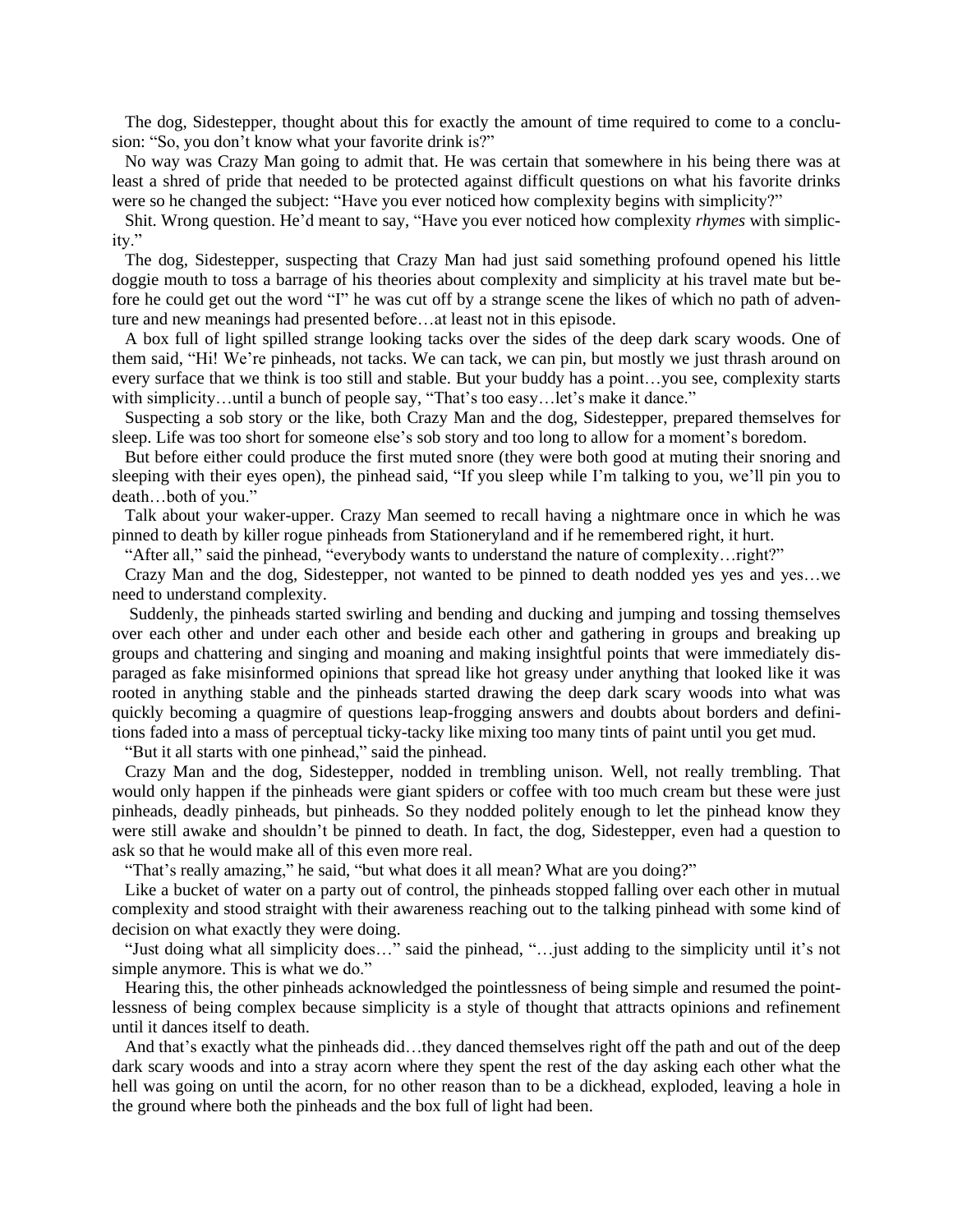The dog, Sidestepper, thought about this for exactly the amount of time required to come to a conclusion: "So, you don't know what your favorite drink is?"

No way was Crazy Man going to admit that. He was certain that somewhere in his being there was at least a shred of pride that needed to be protected against difficult questions on what his favorite drinks were so he changed the subject: "Have you ever noticed how complexity begins with simplicity?"

Shit. Wrong question. He'd meant to say, "Have you ever noticed how complexity *rhymes* with simplicity."

The dog, Sidestepper, suspecting that Crazy Man had just said something profound opened his little doggie mouth to toss a barrage of his theories about complexity and simplicity at his travel mate but before he could get out the word "I" he was cut off by a strange scene the likes of which no path of adventure and new meanings had presented before…at least not in this episode.

A box full of light spilled strange looking tacks over the sides of the deep dark scary woods. One of them said, "Hi! We're pinheads, not tacks. We can tack, we can pin, but mostly we just thrash around on every surface that we think is too still and stable. But your buddy has a point…you see, complexity starts with simplicity…until a bunch of people say, "That's too easy…let's make it dance."

Suspecting a sob story or the like, both Crazy Man and the dog, Sidestepper, prepared themselves for sleep. Life was too short for someone else's sob story and too long to allow for a moment's boredom.

But before either could produce the first muted snore (they were both good at muting their snoring and sleeping with their eyes open), the pinhead said, "If you sleep while I'm talking to you, we'll pin you to death…both of you."

Talk about your waker-upper. Crazy Man seemed to recall having a nightmare once in which he was pinned to death by killer rogue pinheads from Stationeryland and if he remembered right, it hurt.

"After all," said the pinhead, "everybody wants to understand the nature of complexity…right?"

Crazy Man and the dog, Sidestepper, not wanted to be pinned to death nodded yes yes and yes…we need to understand complexity.

Suddenly, the pinheads started swirling and bending and ducking and jumping and tossing themselves over each other and under each other and beside each other and gathering in groups and breaking up groups and chattering and singing and moaning and making insightful points that were immediately disparaged as fake misinformed opinions that spread like hot greasy under anything that looked like it was rooted in anything stable and the pinheads started drawing the deep dark scary woods into what was quickly becoming a quagmire of questions leap-frogging answers and doubts about borders and definitions faded into a mass of perceptual ticky-tacky like mixing too many tints of paint until you get mud.

"But it all starts with one pinhead," said the pinhead.

Crazy Man and the dog, Sidestepper, nodded in trembling unison. Well, not really trembling. That would only happen if the pinheads were giant spiders or coffee with too much cream but these were just pinheads, deadly pinheads, but pinheads. So they nodded politely enough to let the pinhead know they were still awake and shouldn't be pinned to death. In fact, the dog, Sidestepper, even had a question to ask so that he would make all of this even more real.

"That's really amazing," he said, "but what does it all mean? What are you doing?"

Like a bucket of water on a party out of control, the pinheads stopped falling over each other in mutual complexity and stood straight with their awareness reaching out to the talking pinhead with some kind of decision on what exactly they were doing.

"Just doing what all simplicity does…" said the pinhead, "…just adding to the simplicity until it's not simple anymore. This is what we do."

Hearing this, the other pinheads acknowledged the pointlessness of being simple and resumed the pointlessness of being complex because simplicity is a style of thought that attracts opinions and refinement until it dances itself to death.

And that's exactly what the pinheads did…they danced themselves right off the path and out of the deep dark scary woods and into a stray acorn where they spent the rest of the day asking each other what the hell was going on until the acorn, for no other reason than to be a dickhead, exploded, leaving a hole in the ground where both the pinheads and the box full of light had been.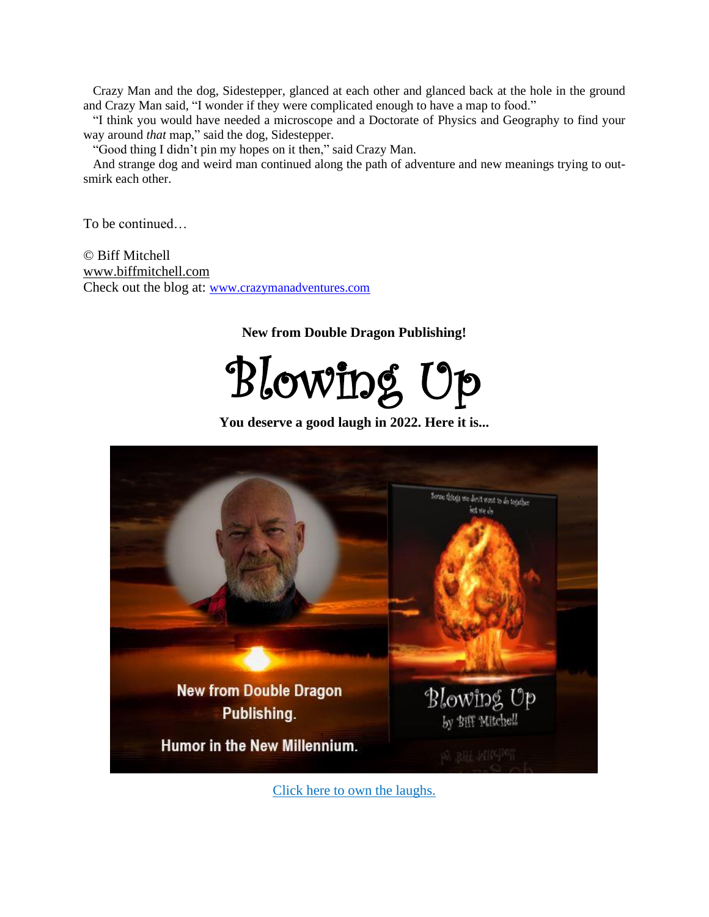Crazy Man and the dog, Sidestepper, glanced at each other and glanced back at the hole in the ground and Crazy Man said, "I wonder if they were complicated enough to have a map to food."

"I think you would have needed a microscope and a Doctorate of Physics and Geography to find your way around *that* map," said the dog, Sidestepper.

"Good thing I didn't pin my hopes on it then," said Crazy Man.

And strange dog and weird man continued along the path of adventure and new meanings trying to out-smirk each other.

To be continued…

© Biff Mitchell
www.biffmitchell.com
Check out the blog at: www.crazymanadventures.com

**New from Double Dragon Publishing!**

# Blowing Up

**You deserve a good laugh in 2022. Here it is...**

Click here to own the laughs.